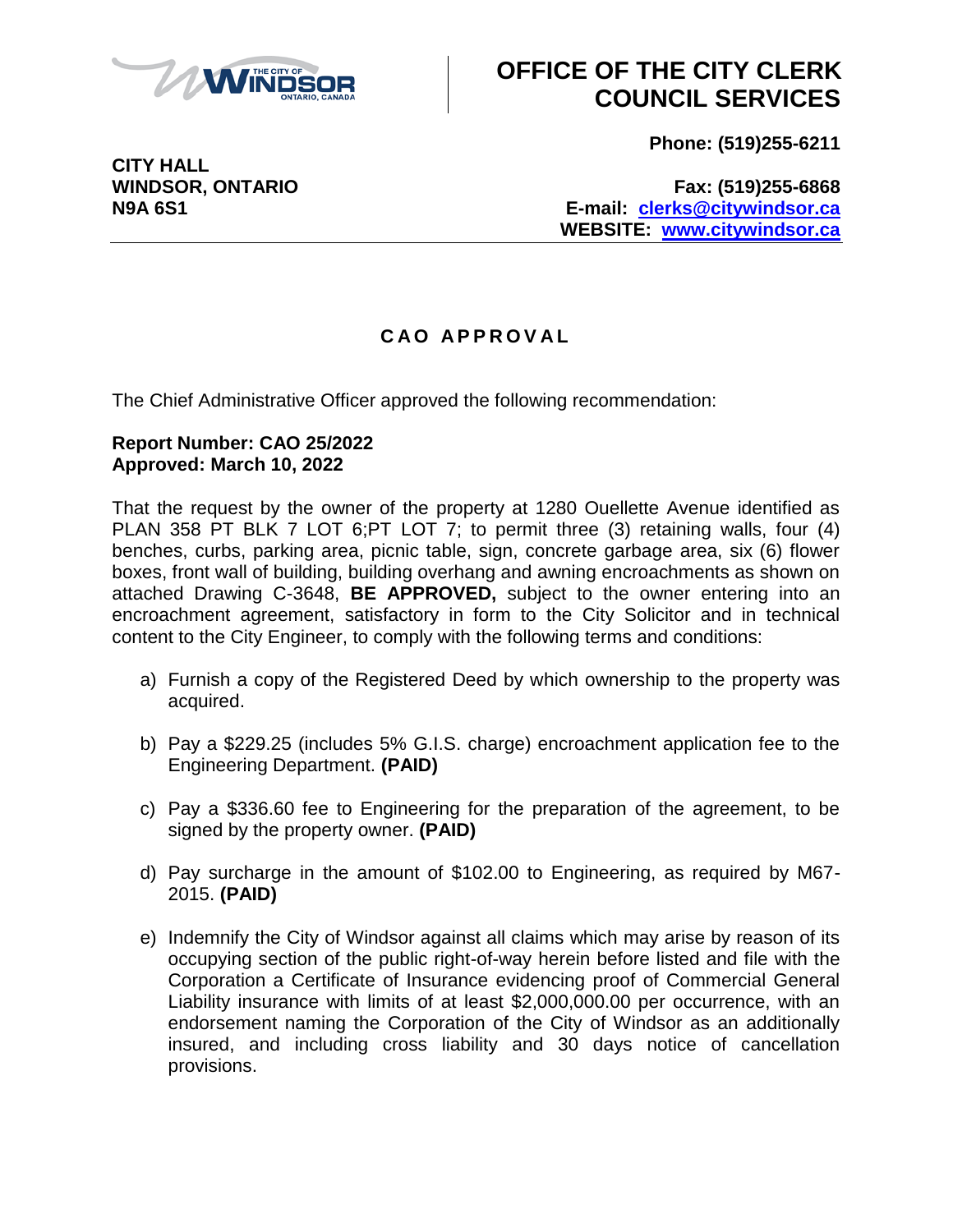# OFFICE OF THE CITY CLERK COUNCIL SERVICES

**Phone: (519)255-6211**

**CITY HALL**
**WINDSOR, ONTARIO**
**N9A 6S1**

**Fax: (519)255-6868**
**E-mail: clerks@citywindsor.ca**
**WEBSITE: www.citywindsor.ca**

## CAO APPROVAL

The Chief Administrative Officer approved the following recommendation:

**Report Number: CAO 25/2022**
**Approved: March 10, 2022**

That the request by the owner of the property at 1280 Ouellette Avenue identified as PLAN 358 PT BLK 7 LOT 6;PT LOT 7; to permit three (3) retaining walls, four (4) benches, curbs, parking area, picnic table, sign, concrete garbage area, six (6) flower boxes, front wall of building, building overhang and awning encroachments as shown on attached Drawing C-3648, **BE APPROVED,** subject to the owner entering into an encroachment agreement, satisfactory in form to the City Solicitor and in technical content to the City Engineer, to comply with the following terms and conditions:

a) Furnish a copy of the Registered Deed by which ownership to the property was acquired.

b) Pay a $229.25 (includes 5% G.I.S. charge) encroachment application fee to the Engineering Department. **(PAID)**

c) Pay a $336.60 fee to Engineering for the preparation of the agreement, to be signed by the property owner. **(PAID)**

d) Pay surcharge in the amount of $102.00 to Engineering, as required by M67-2015. **(PAID)**

e) Indemnify the City of Windsor against all claims which may arise by reason of its occupying section of the public right-of-way herein before listed and file with the Corporation a Certificate of Insurance evidencing proof of Commercial General Liability insurance with limits of at least $2,000,000.00 per occurrence, with an endorsement naming the Corporation of the City of Windsor as an additionally insured, and including cross liability and 30 days notice of cancellation provisions.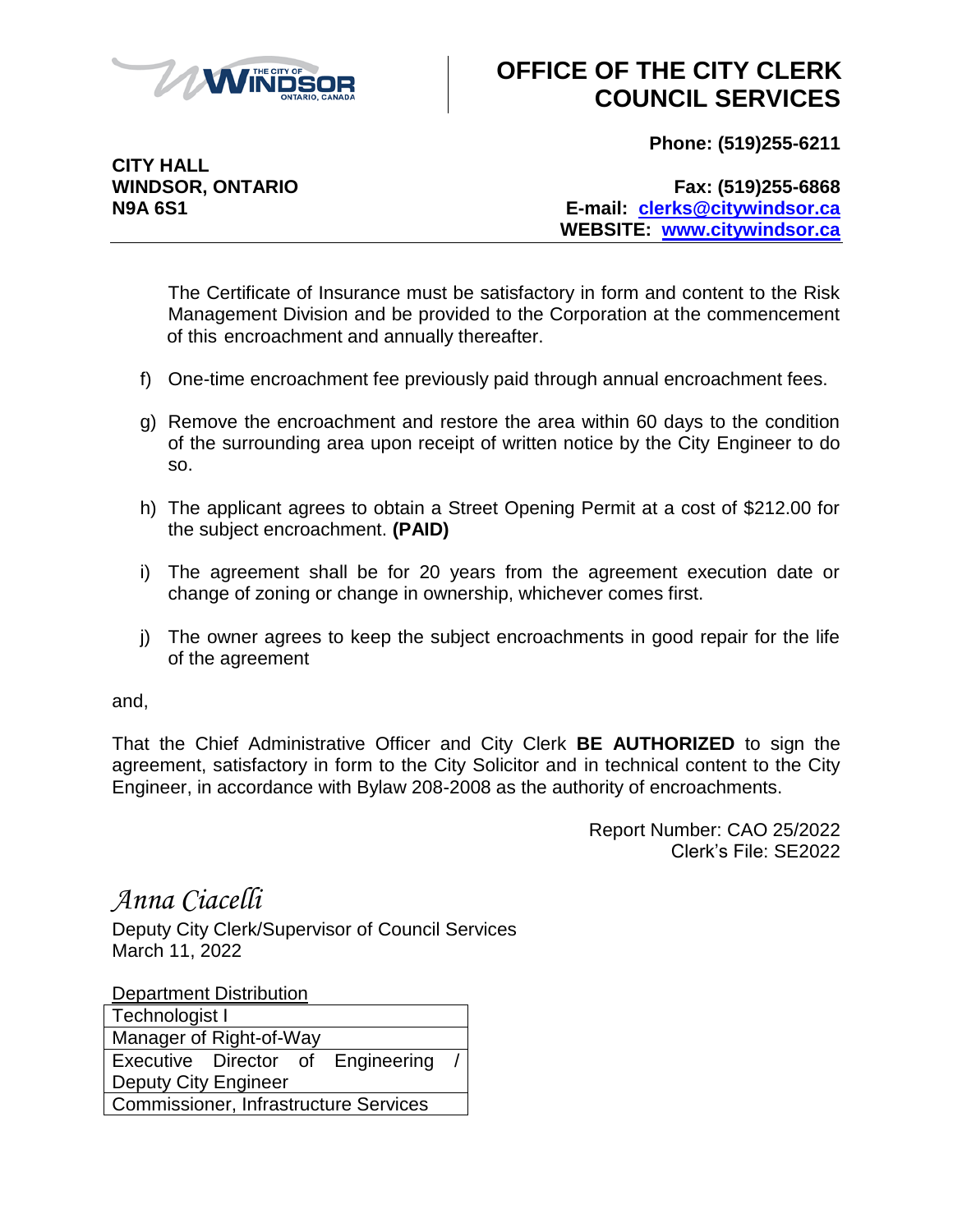**OFFICE OF THE CITY CLERK**
**COUNCIL SERVICES**

**CITY HALL**
**WINDSOR, ONTARIO**
**N9A 6S1**

**Phone: (519)255-6211**

**Fax: (519)255-6868**
**E-mail: clerks@citywindsor.ca**
**WEBSITE: www.citywindsor.ca**

---

The Certificate of Insurance must be satisfactory in form and content to the Risk Management Division and be provided to the Corporation at the commencement of this encroachment and annually thereafter.

f) One-time encroachment fee previously paid through annual encroachment fees.

g) Remove the encroachment and restore the area within 60 days to the condition of the surrounding area upon receipt of written notice by the City Engineer to do so.

h) The applicant agrees to obtain a Street Opening Permit at a cost of $212.00 for the subject encroachment. **(PAID)**

i) The agreement shall be for 20 years from the agreement execution date or change of zoning or change in ownership, whichever comes first.

j) The owner agrees to keep the subject encroachments in good repair for the life of the agreement

and,

That the Chief Administrative Officer and City Clerk **BE AUTHORIZED** to sign the agreement, satisfactory in form to the City Solicitor and in technical content to the City Engineer, in accordance with Bylaw 208-2008 as the authority of encroachments.

Report Number: CAO 25/2022
Clerk's File: SE2022

*Anna Ciacelli*
Deputy City Clerk/Supervisor of Council Services
March 11, 2022

Department Distribution

| Department Distribution |
| --- |
| Technologist I |
| Manager of Right-of-Way |
| Executive Director of Engineering / Deputy City Engineer |
| Commissioner, Infrastructure Services |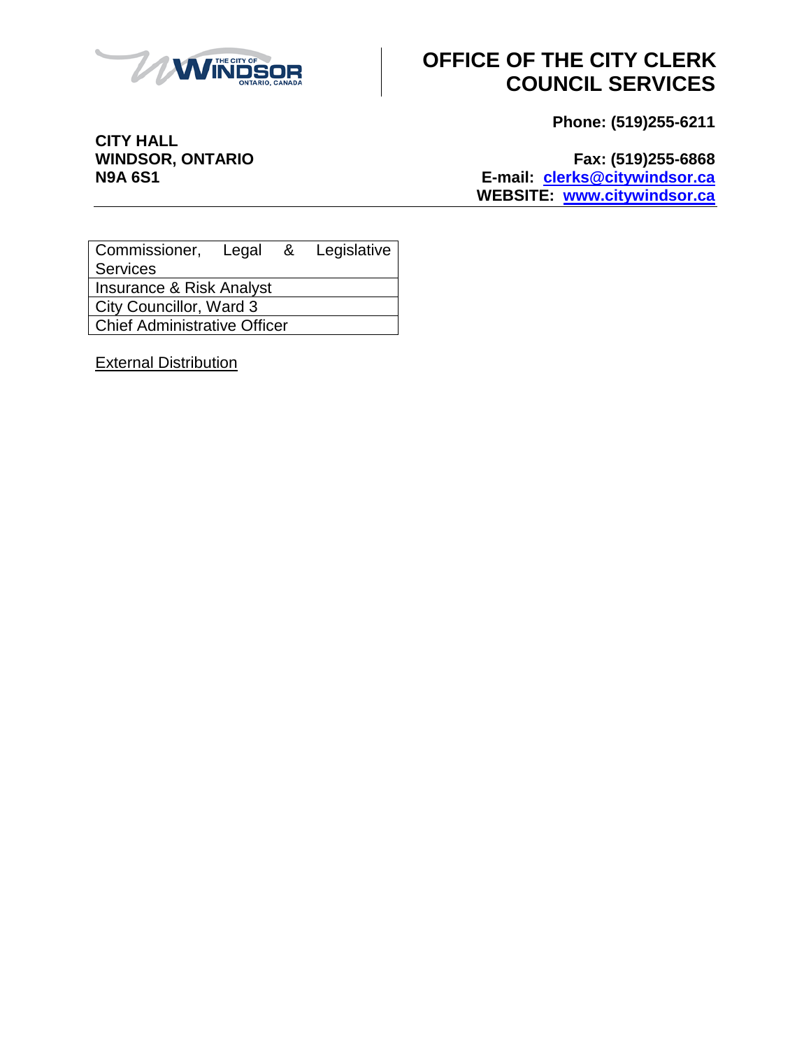# OFFICE OF THE CITY CLERK
# COUNCIL SERVICES

**CITY HALL**
**WINDSOR, ONTARIO**
**N9A 6S1**

**Phone: (519)255-6211**

**Fax: (519)255-6868**
**E-mail: clerks@citywindsor.ca**
**WEBSITE: www.citywindsor.ca**

| |
|---|
| Commissioner, Legal & Legislative Services |
| Insurance & Risk Analyst |
| City Councillor, Ward 3 |
| Chief Administrative Officer |

External Distribution